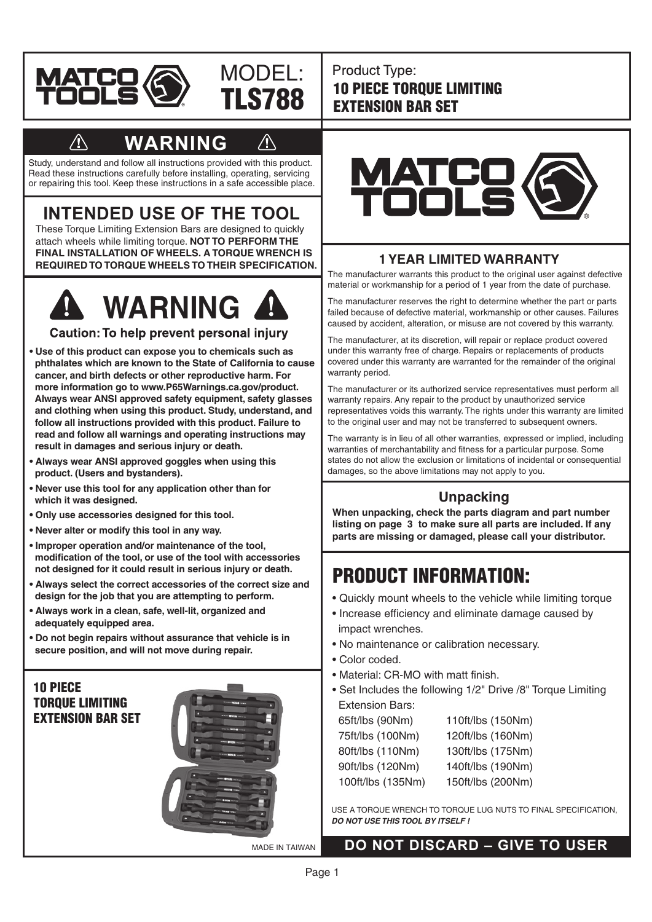MATCO TOOLS

MODEL: **TLS788**

Product Type:
**10 PIECE TORQUE LIMITING EXTENSION BAR SET**

## ⚠ WARNING ⚠

Study, understand and follow all instructions provided with this product. Read these instructions carefully before installing, operating, servicing or repairing this tool. Keep these instructions in a safe accessible place.

## INTENDED USE OF THE TOOL

These Torque Limiting Extension Bars are designed to quickly attach wheels while limiting torque. **NOT TO PERFORM THE FINAL INSTALLATION OF WHEELS. A TORQUE WRENCH IS REQUIRED TO TORQUE WHEELS TO THEIR SPECIFICATION.**

## ⚠ WARNING ⚠

**Caution: To help prevent personal injury**

- **Use of this product can expose you to chemicals such as phthalates which are known to the State of California to cause cancer, and birth defects or other reproductive harm. For more information go to www.P65Warnings.ca.gov/product. Always wear ANSI approved safety equipment, safety glasses and clothing when using this product. Study, understand, and follow all instructions provided with this product. Failure to read and follow all warnings and operating instructions may result in damages and serious injury or death.**
- **Always wear ANSI approved goggles when using this product. (Users and bystanders).**
- **Never use this tool for any application other than for which it was designed.**
- **Only use accessories designed for this tool.**
- **Never alter or modify this tool in any way.**
- **Improper operation and/or maintenance of the tool, modification of the tool, or use of the tool with accessories not designed for it could result in serious injury or death.**
- **Always select the correct accessories of the correct size and design for the job that you are attempting to perform.**
- **Always work in a clean, safe, well-lit, organized and adequately equipped area.**
- **Do not begin repairs without assurance that vehicle is in secure position, and will not move during repair.**

**10 PIECE TORQUE LIMITING EXTENSION BAR SET**

MADE IN TAIWAN

MATCO TOOLS

### 1 YEAR LIMITED WARRANTY

The manufacturer warrants this product to the original user against defective material or workmanship for a period of 1 year from the date of purchase.

The manufacturer reserves the right to determine whether the part or parts failed because of defective material, workmanship or other causes. Failures caused by accident, alteration, or misuse are not covered by this warranty.

The manufacturer, at its discretion, will repair or replace product covered under this warranty free of charge. Repairs or replacements of products covered under this warranty are warranted for the remainder of the original warranty period.

The manufacturer or its authorized service representatives must perform all warranty repairs. Any repair to the product by unauthorized service representatives voids this warranty. The rights under this warranty are limited to the original user and may not be transferred to subsequent owners.

The warranty is in lieu of all other warranties, expressed or implied, including warranties of merchantability and fitness for a particular purpose. Some states do not allow the exclusion or limitations of incidental or consequential damages, so the above limitations may not apply to you.

### Unpacking

**When unpacking, check the parts diagram and part number listing on page 3 to make sure all parts are included. If any parts are missing or damaged, please call your distributor.**

## PRODUCT INFORMATION:

- Quickly mount wheels to the vehicle while limiting torque
- Increase efficiency and eliminate damage caused by impact wrenches.
- No maintenance or calibration necessary.
- Color coded.
- Material: CR-MO with matt finish.
- Set Includes the following 1/2" Drive /8" Torque Limiting Extension Bars:

| | |
|---|---|
| 65ft/lbs (90Nm) | 110ft/lbs (150Nm) |
| 75ft/lbs (100Nm) | 120ft/lbs (160Nm) |
| 80ft/lbs (110Nm) | 130ft/lbs (175Nm) |
| 90ft/lbs (120Nm) | 140ft/lbs (190Nm) |
| 100ft/lbs (135Nm) | 150ft/lbs (200Nm) |

USE A TORQUE WRENCH TO TORQUE LUG NUTS TO FINAL SPECIFICATION, ***DO NOT USE THIS TOOL BY ITSELF !***

**DO NOT DISCARD – GIVE TO USER**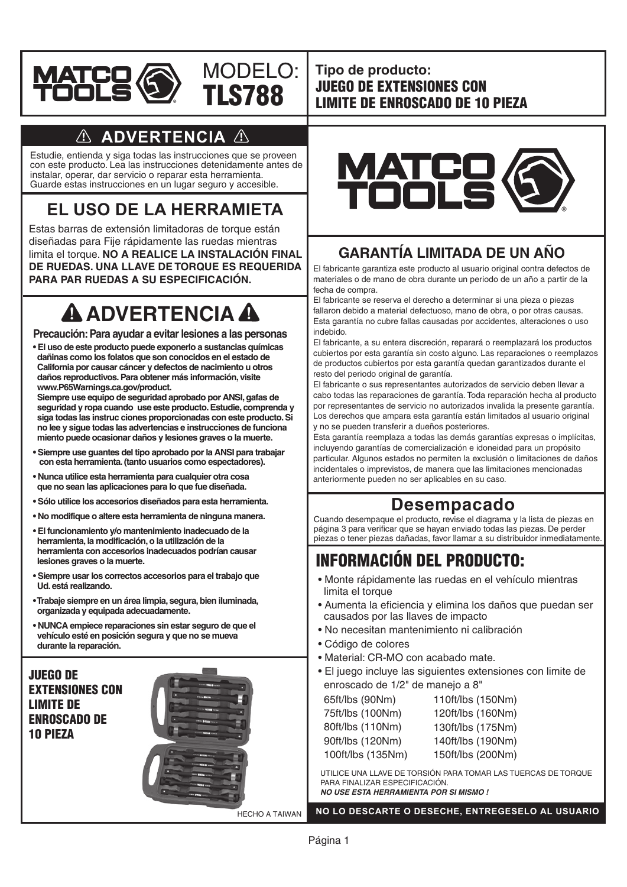**MATCO TOOLS**

MODELO: **TLS788**

**Tipo de producto:**
**JUEGO DE EXTENSIONES CON LIMITE DE ENROSCADO DE 10 PIEZA**

## ⚠ ADVERTENCIA ⚠

Estudie, entienda y siga todas las instrucciones que se proveen con este producto. Lea las instrucciones detenidamente antes de instalar, operar, dar servicio o reparar esta herramienta. Guarde estas instrucciones en un lugar seguro y accesible.

## EL USO DE LA HERRAMIETA

Estas barras de extensión limitadoras de torque están diseñadas para Fije rápidamente las ruedas mientras limita el torque. **NO A REALICE LA INSTALACIÓN FINAL DE RUEDAS. UNA LLAVE DE TORQUE ES REQUERIDA PARA PAR RUEDAS A SU ESPECIFICACIÓN.**

## ⚠ ADVERTENCIA ⚠

**Precaución: Para ayudar a evitar lesiones a las personas**

- **El uso de este producto puede exponerlo a sustancias químicas dañinas como los folatos que son conocidos en el estado de California por causar cáncer y defectos de nacimiento u otros daños reproductivos. Para obtener más información, visite www.P65Warnings.ca.gov/product.**
  **Siempre use equipo de seguridad aprobado por ANSI, gafas de seguridad y ropa cuando use este producto. Estudie, comprenda y siga todas las instruc ciones proporcionadas con este producto. Si no lee y sigue todas las advertencias e instrucciones de funciona miento puede ocasionar daños y lesiones graves o la muerte.**
- **Siempre use guantes del tipo aprobado por la ANSI para trabajar con esta herramienta. (tanto usuarios como espectadores).**
- **Nunca utilice esta herramienta para cualquier otra cosa que no sean las aplicaciones para lo que fue diseñada.**
- **Sólo utilice los accesorios diseñados para esta herramienta.**
- **No modifique o altere esta herramienta de ninguna manera.**
- **El funcionamiento y/o mantenimiento inadecuado de la herramienta, la modificación, o la utilización de la herramienta con accesorios inadecuados podrían causar lesiones graves o la muerte.**
- **Siempre usar los correctos accesorios para el trabajo que Ud. está realizando.**
- **Trabaje siempre en un área limpia, segura, bien iluminada, organizada y equipada adecuadamente.**
- **NUNCA empiece reparaciones sin estar seguro de que el vehículo esté en posición segura y que no se mueva durante la reparación.**

**JUEGO DE EXTENSIONES CON LIMITE DE ENROSCADO DE 10 PIEZA**

HECHO A TAIWAN

**MATCO TOOLS**

## GARANTÍA LIMITADA DE UN AÑO

El fabricante garantiza este producto al usuario original contra defectos de materiales o de mano de obra durante un periodo de un año a partir de la fecha de compra.

El fabricante se reserva el derecho a determinar si una pieza o piezas fallaron debido a material defectuoso, mano de obra, o por otras causas. Esta garantía no cubre fallas causadas por accidentes, alteraciones o uso indebido.

El fabricante, a su entera discreción, reparará o reemplazará los productos cubiertos por esta garantía sin costo alguno. Las reparaciones o reemplazos de productos cubiertos por esta garantía quedan garantizados durante el resto del periodo original de garantía.

El fabricante o sus representantes autorizados de servicio deben llevar a cabo todas las reparaciones de garantía. Toda reparación hecha al producto por representantes de servicio no autorizados invalida la presente garantía. Los derechos que ampara esta garantía están limitados al usuario original y no se pueden transferir a dueños posteriores.

Esta garantía reemplaza a todas las demás garantías expresas o implícitas, incluyendo garantías de comercialización e idoneidad para un propósito particular. Algunos estados no permiten la exclusión o limitaciones de daños incidentales o imprevistos, de manera que las limitaciones mencionadas anteriormente pueden no ser aplicables en su caso.

## Desempacado

Cuando desempaque el producto, revise el diagrama y la lista de piezas en página 3 para verificar que se hayan enviado todas las piezas. De perder piezas o tener piezas dañadas, favor llamar a su distribuidor inmediatamente.

## INFORMACIÓN DEL PRODUCTO:

- Monte rápidamente las ruedas en el vehículo mientras limita el torque
- Aumenta la eficiencia y elimina los daños que puedan ser causados por las llaves de impacto
- No necesitan mantenimiento ni calibración
- Código de colores
- Material: CR-MO con acabado mate.
- El juego incluye las siguientes extensiones con limite de enroscado de 1/2" de manejo a 8"

| | |
|---|---|
| 65ft/lbs (90Nm) | 110ft/lbs (150Nm) |
| 75ft/lbs (100Nm) | 120ft/lbs (160Nm) |
| 80ft/lbs (110Nm) | 130ft/lbs (175Nm) |
| 90ft/lbs (120Nm) | 140ft/lbs (190Nm) |
| 100ft/lbs (135Nm) | 150ft/lbs (200Nm) |

UTILICE UNA LLAVE DE TORSIÓN PARA TOMAR LAS TUERCAS DE TORQUE PARA FINALIZAR ESPECIFICACIÓN.
***NO USE ESTA HERRAMIENTA POR SI MISMO !***

**NO LO DESCARTE O DESECHE, ENTREGESELO AL USUARIO**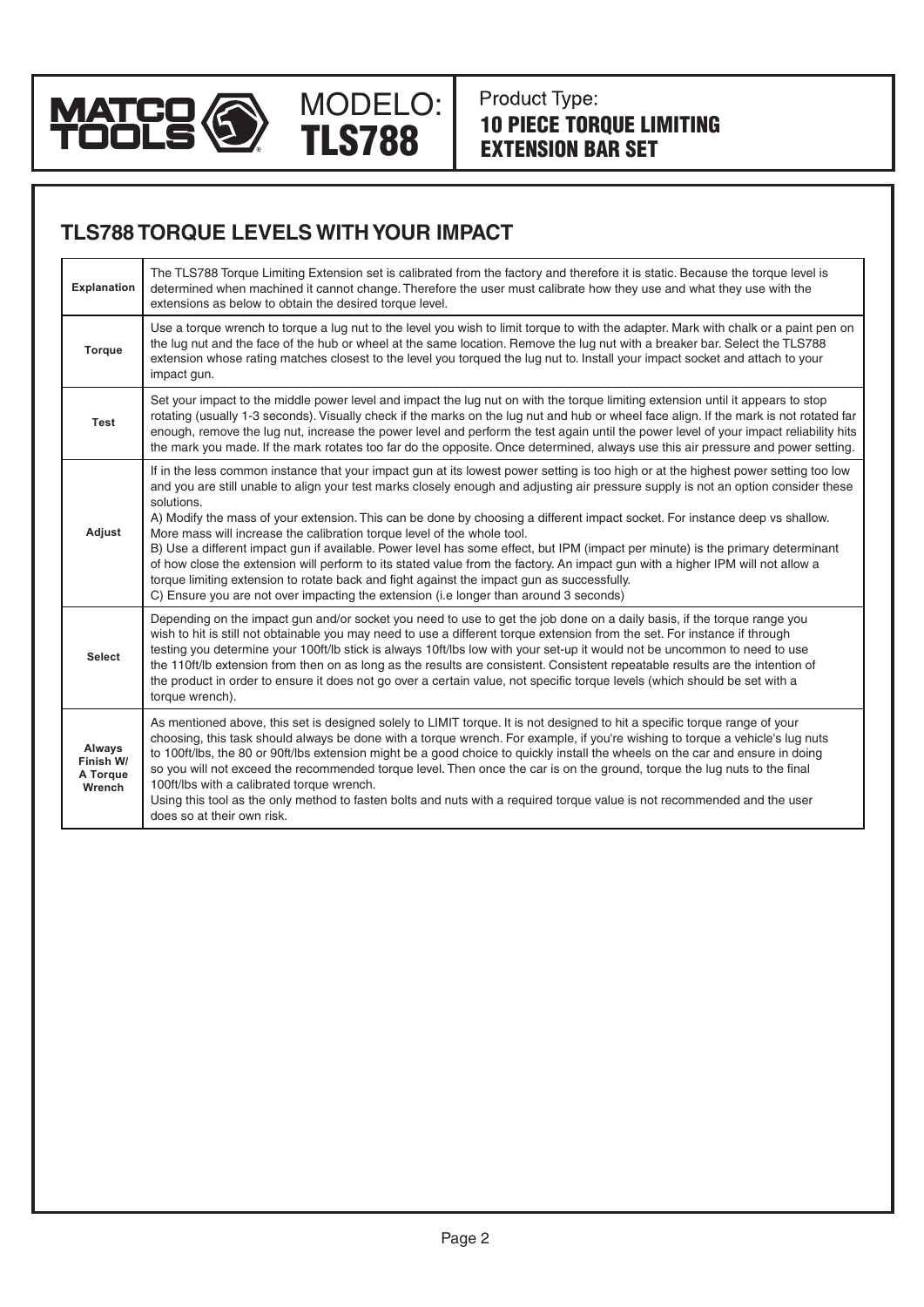MATCO TOOLS

MODELO: **TLS788**

Product Type:
**10 PIECE TORQUE LIMITING EXTENSION BAR SET**

## TLS788 TORQUE LEVELS WITH YOUR IMPACT

| | |
|---|---|
| **Explanation** | The TLS788 Torque Limiting Extension set is calibrated from the factory and therefore it is static. Because the torque level is determined when machined it cannot change. Therefore the user must calibrate how they use and what they use with the extensions as below to obtain the desired torque level. |
| **Torque** | Use a torque wrench to torque a lug nut to the level you wish to limit torque to with the adapter. Mark with chalk or a paint pen on the lug nut and the face of the hub or wheel at the same location. Remove the lug nut with a breaker bar. Select the TLS788 extension whose rating matches closest to the level you torqued the lug nut to. Install your impact socket and attach to your impact gun. |
| **Test** | Set your impact to the middle power level and impact the lug nut on with the torque limiting extension until it appears to stop rotating (usually 1-3 seconds). Visually check if the marks on the lug nut and hub or wheel face align. If the mark is not rotated far enough, remove the lug nut, increase the power level and perform the test again until the power level of your impact reliability hits the mark you made. If the mark rotates too far do the opposite. Once determined, always use this air pressure and power setting. |
| **Adjust** | If in the less common instance that your impact gun at its lowest power setting is too high or at the highest power setting too low and you are still unable to align your test marks closely enough and adjusting air pressure supply is not an option consider these solutions.<br>A) Modify the mass of your extension. This can be done by choosing a different impact socket. For instance deep vs shallow. More mass will increase the calibration torque level of the whole tool.<br>B) Use a different impact gun if available. Power level has some effect, but IPM (impact per minute) is the primary determinant of how close the extension will perform to its stated value from the factory. An impact gun with a higher IPM will not allow a torque limiting extension to rotate back and fight against the impact gun as successfully.<br>C) Ensure you are not over impacting the extension (i.e longer than around 3 seconds) |
| **Select** | Depending on the impact gun and/or socket you need to use to get the job done on a daily basis, if the torque range you wish to hit is still not obtainable you may need to use a different torque extension from the set. For instance if through testing you determine your 100ft/lb stick is always 10ft/lbs low with your set-up it would not be uncommon to need to use the 110ft/lb extension from then on as long as the results are consistent. Consistent repeatable results are the intention of the product in order to ensure it does not go over a certain value, not specific torque levels (which should be set with a torque wrench). |
| **Always Finish W/ A Torque Wrench** | As mentioned above, this set is designed solely to LIMIT torque. It is not designed to hit a specific torque range of your choosing, this task should always be done with a torque wrench. For example, if you're wishing to torque a vehicle's lug nuts to 100ft/lbs, the 80 or 90ft/lbs extension might be a good choice to quickly install the wheels on the car and ensure in doing so you will not exceed the recommended torque level. Then once the car is on the ground, torque the lug nuts to the final 100ft/lbs with a calibrated torque wrench.<br>Using this tool as the only method to fasten bolts and nuts with a required torque value is not recommended and the user does so at their own risk. |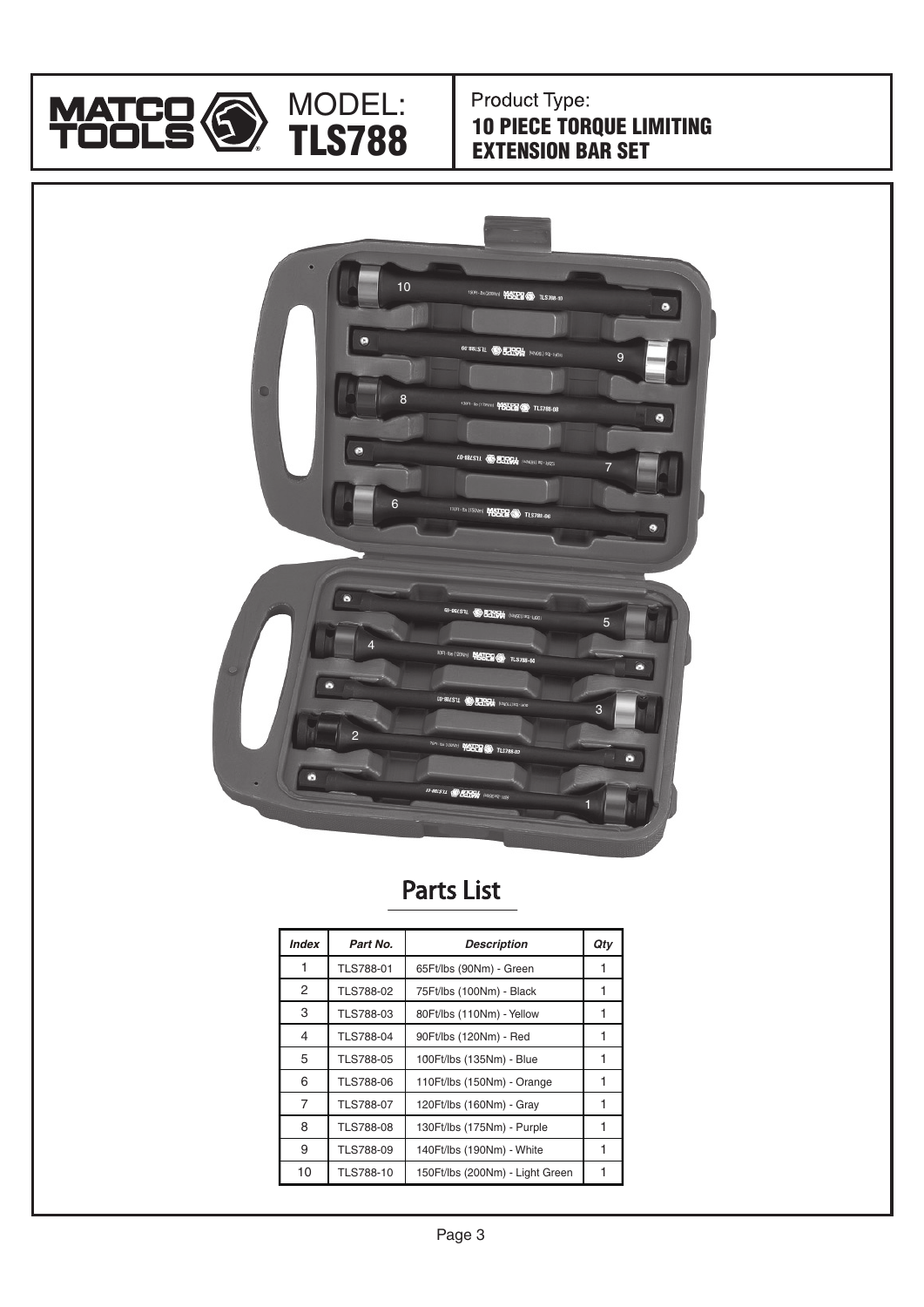MATCO TOOLS

MODEL: **TLS788**

Product Type:
**10 PIECE TORQUE LIMITING EXTENSION BAR SET**

## Parts List

| Index | Part No. | Description | Qty |
|---|---|---|---|
| 1 | TLS788-01 | 65Ft/lbs (90Nm) - Green | 1 |
| 2 | TLS788-02 | 75Ft/lbs (100Nm) - Black | 1 |
| 3 | TLS788-03 | 80Ft/lbs (110Nm) - Yellow | 1 |
| 4 | TLS788-04 | 90Ft/lbs (120Nm) - Red | 1 |
| 5 | TLS788-05 | 100Ft/lbs (135Nm) - Blue | 1 |
| 6 | TLS788-06 | 110Ft/lbs (150Nm) - Orange | 1 |
| 7 | TLS788-07 | 120Ft/lbs (160Nm) - Gray | 1 |
| 8 | TLS788-08 | 130Ft/lbs (175Nm) - Purple | 1 |
| 9 | TLS788-09 | 140Ft/lbs (190Nm) - White | 1 |
| 10 | TLS788-10 | 150Ft/lbs (200Nm) - Light Green | 1 |